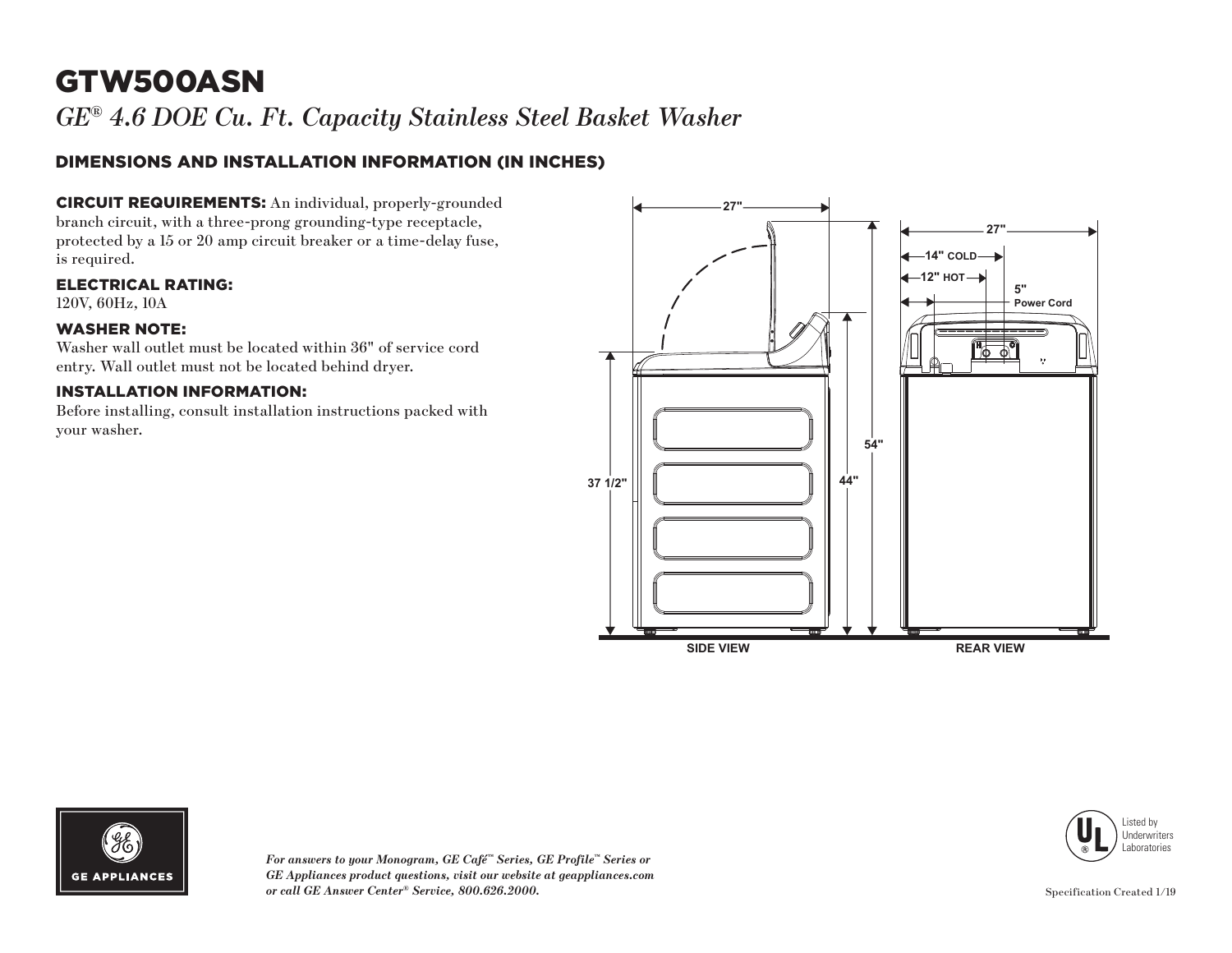# GTW500ASN

*GE® 4.6 DOE Cu. Ft. Capacity Stainless Steel Basket Washer*

## DIMENSIONS AND INSTALLATION INFORMATION (IN INCHES)

**CIRCUIT REQUIREMENTS:** An individual, properly-grounded branch circuit, with a three-prong grounding-type receptacle, protected by a 15 or 20 amp circuit breaker or a time-delay fuse, is required.

### ELECTRICAL RATING:

120V, 60Hz, 10A

### WASHER NOTE:

Washer wall outlet must be located within 36" of service cord entry. Wall outlet must not be located behind dryer.

### INSTALLATION INFORMATION:

Before installing, consult installation instructions packed with your washer.

27"

37 1/2"

44"

54"

SIDE VIEW

27"

14" COLD

12" HOT

5" Power Cord

REAR VIEW

*For answers to your Monogram, GE Café™ Series, GE Profile™ Series or GE Appliances product questions, visit our website at geappliances.com or call GE Answer Center® Service, 800.626.2000.*

Listed by Underwriters Laboratories

Specification Created 1/19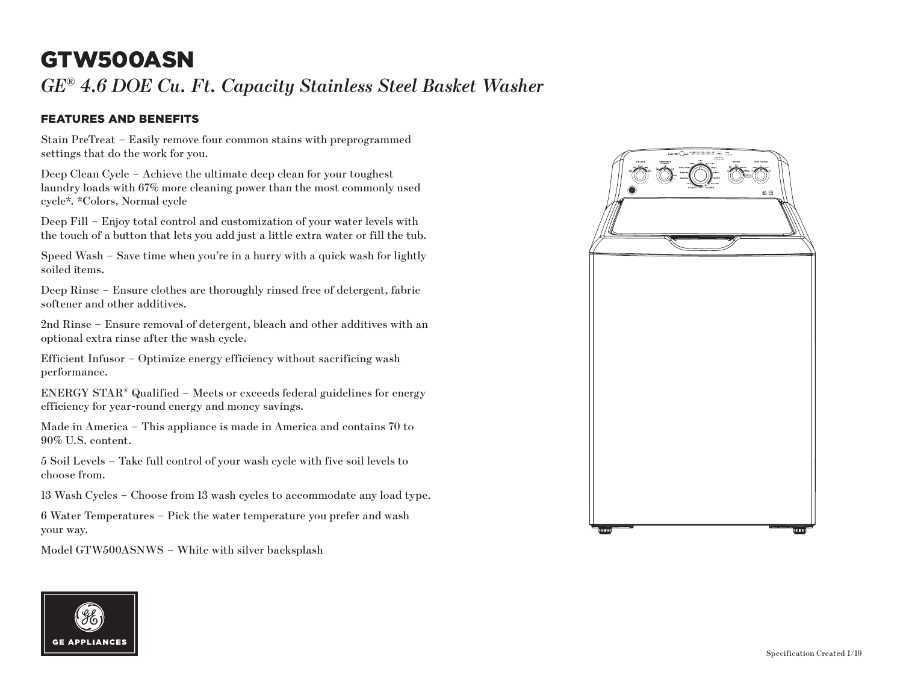# GTW500ASN

*GE® 4.6 DOE Cu. Ft. Capacity Stainless Steel Basket Washer*

## FEATURES AND BENEFITS

Stain PreTreat – Easily remove four common stains with preprogrammed settings that do the work for you.

Deep Clean Cycle – Achieve the ultimate deep clean for your toughest laundry loads with 67% more cleaning power than the most commonly used cycle*. *Colors, Normal cycle

Deep Fill – Enjoy total control and customization of your water levels with the touch of a button that lets you add just a little extra water or fill the tub.

Speed Wash – Save time when you're in a hurry with a quick wash for lightly soiled items.

Deep Rinse – Ensure clothes are thoroughly rinsed free of detergent, fabric softener and other additives.

2nd Rinse – Ensure removal of detergent, bleach and other additives with an optional extra rinse after the wash cycle.

Efficient Infusor – Optimize energy efficiency without sacrificing wash performance.

ENERGY STAR® Qualified – Meets or exceeds federal guidelines for energy efficiency for year-round energy and money savings.

Made in America – This appliance is made in America and contains 70 to 90% U.S. content.

5 Soil Levels – Take full control of your wash cycle with five soil levels to choose from.

13 Wash Cycles – Choose from 13 wash cycles to accommodate any load type.

6 Water Temperatures – Pick the water temperature you prefer and wash your way.

Model GTW500ASNWS – White with silver backsplash

GE APPLIANCES

Specification Created 1/19